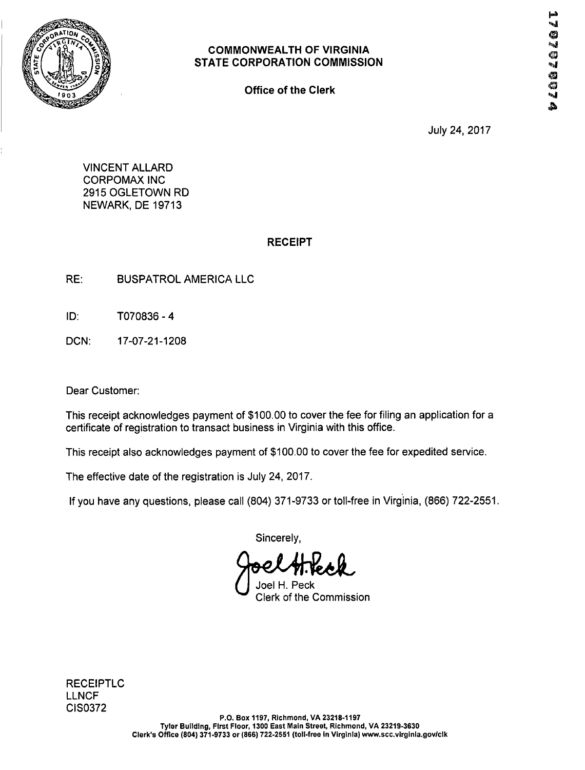**COMMONWEALTH OF VIRGINIA**
**STATE CORPORATION COMMISSION**

**Office of the Clerk**

17070774

July 24, 2017

VINCENT ALLARD
CORPOMAX INC
2915 OGLETOWN RD
NEWARK, DE 19713

## RECEIPT

RE: BUSPATROL AMERICA LLC

ID: T070836 - 4

DCN: 17-07-21-1208

Dear Customer:

This receipt acknowledges payment of $100.00 to cover the fee for filing an application for a certificate of registration to transact business in Virginia with this office.

This receipt also acknowledges payment of $100.00 to cover the fee for expedited service.

The effective date of the registration is July 24, 2017.

If you have any questions, please call (804) 371-9733 or toll-free in Virginia, (866) 722-2551.

Sincerely,

Joel H. Peck
Clerk of the Commission

RECEIPTLC
LLNCF
CIS0372

P.O. Box 1197, Richmond, VA 23218-1197
Tyler Building, First Floor, 1300 East Main Street, Richmond, VA 23219-3630
Clerk's Office (804) 371-9733 or (866) 722-2551 (toll-free in Virginia) www.scc.virginia.gov/clk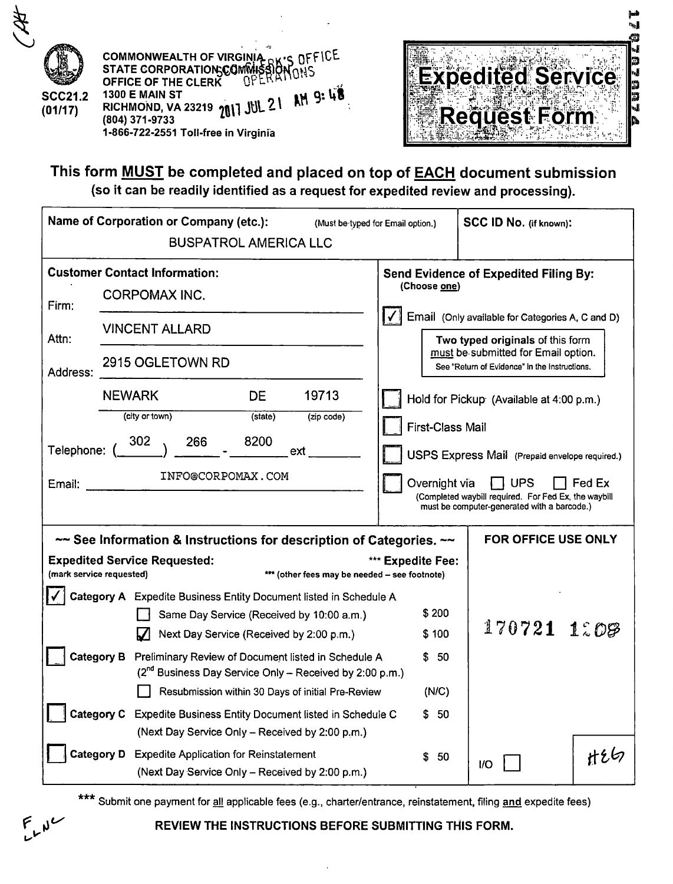COMMONWEALTH OF VIRGINIA
STATE CORPORATION COMMISSION
OFFICE OF THE CLERK
1300 E MAIN ST
RICHMOND, VA 23219
(804) 371-9733
1-866-722-2551 Toll-free in Virginia

SCC21.2
(01/17)

CLERK'S OFFICE
SCC OPERATIONS
2017 JUL 21 AM 9:48

# Expedited Service Request Form

1707212074

**This form MUST be completed and placed on top of EACH document submission**
**(so it can be readily identified as a request for expedited review and processing).**

| Name of Corporation or Company (etc.): (Must be typed for Email option.) | SCC ID No. (if known): |
|---|---|
| BUSPATROL AMERICA LLC | |

**Customer Contact Information:**

Firm: CORPOMAX INC.

Attn: VINCENT ALLARD

Address: 2915 OGLETOWN RD

NEWARK (city or town) DE (state) 19713 (zip code)

Telephone: (302) 266 - 8200 ext

Email: INFO@CORPOMAX.COM

**Send Evidence of Expedited Filing By:** (Choose one)

- [x] Email (Only available for Categories A, C and D)
  - Two typed originals of this form must be submitted for Email option. See "Return of Evidence" in the Instructions.
- [ ] Hold for Pickup (Available at 4:00 p.m.)
- [ ] First-Class Mail
- [ ] USPS Express Mail (Prepaid envelope required.)
- [ ] Overnight via [ ] UPS [ ] Fed Ex (Completed waybill required. For Fed Ex, the waybill must be computer-generated with a barcode.)

**~~ See Information & Instructions for description of Categories. ~~**

| Expedited Service Requested: (mark service requested) | | *** Expedite Fee: (*** other fees may be needed – see footnote) | FOR OFFICE USE ONLY |
|---|---|---|---|
| [x] Category A | Expedite Business Entity Document listed in Schedule A | | |
| | [ ] Same Day Service (Received by 10:00 a.m.) | $ 200 | |
| | [x] Next Day Service (Received by 2:00 p.m.) | $ 100 | 170721 1208 |
| [ ] Category B | Preliminary Review of Document listed in Schedule A (2nd Business Day Service Only – Received by 2:00 p.m.) | $ 50 | |
| | [ ] Resubmission within 30 Days of initial Pre-Review | (N/C) | |
| [ ] Category C | Expedite Business Entity Document listed in Schedule C (Next Day Service Only – Received by 2:00 p.m.) | $ 50 | |
| [ ] Category D | Expedite Application for Reinstatement (Next Day Service Only – Received by 2:00 p.m.) | $ 50 | I/O [ ] HEG |

*** Submit one payment for all applicable fees (e.g., charter/entrance, reinstatement, filing and expedite fees)

**REVIEW THE INSTRUCTIONS BEFORE SUBMITTING THIS FORM.**

F LLNC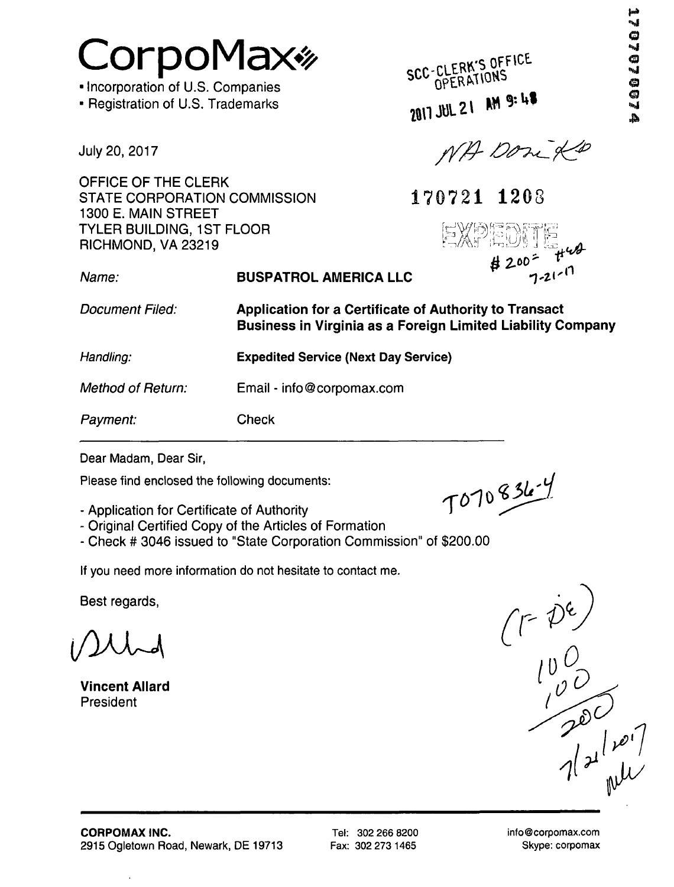# CorpoMax

- Incorporation of U.S. Companies
- Registration of U.S. Trademarks

SCC-CLERK'S OFFICE OPERATIONS

2017 JUL 21 AM 9:48

NA Dom KD

170721 1208

EXPEDITE

#200 = #48
7-21-17

July 20, 2017

OFFICE OF THE CLERK
STATE CORPORATION COMMISSION
1300 E. MAIN STREET
TYLER BUILDING, 1ST FLOOR
RICHMOND, VA 23219

| | |
|---|---|
| *Name:* | **BUSPATROL AMERICA LLC** |
| *Document Filed:* | **Application for a Certificate of Authority to Transact Business in Virginia as a Foreign Limited Liability Company** |
| *Handling:* | **Expedited Service (Next Day Service)** |
| *Method of Return:* | Email - info@corpomax.com |
| *Payment:* | Check |

Dear Madam, Dear Sir,

Please find enclosed the following documents:

T0708364

- Application for Certificate of Authority
- Original Certified Copy of the Articles of Formation
- Check # 3046 issued to "State Corporation Commission" of $200.00

If you need more information do not hesitate to contact me.

Best regards,

(F-DE)
100
100
200
7/21/2017

**Vincent Allard**
President

**CORPOMAX INC.**
2915 Ogletown Road, Newark, DE 19713

Tel: 302 266 8200
Fax: 302 273 1465

info@corpomax.com
Skype: corpomax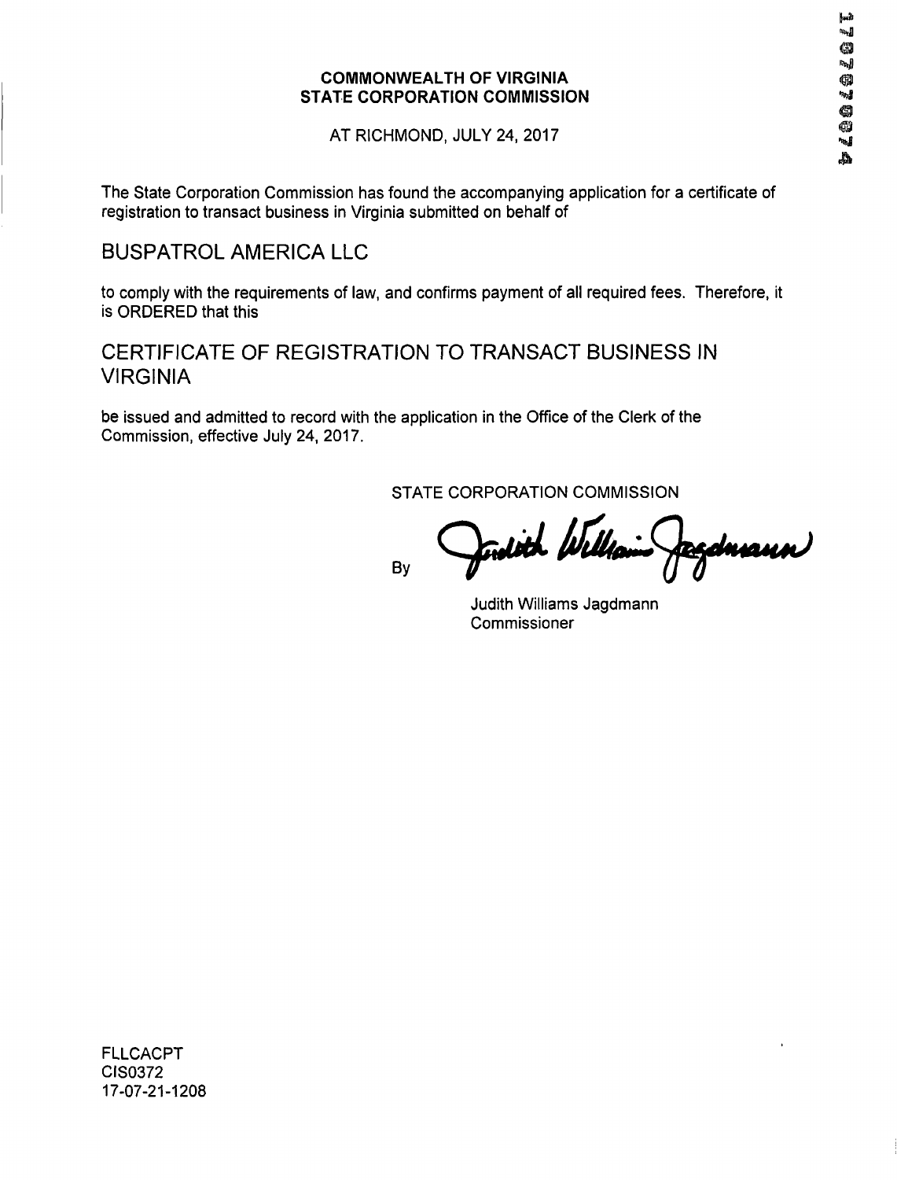**COMMONWEALTH OF VIRGINIA**
**STATE CORPORATION COMMISSION**

AT RICHMOND, JULY 24, 2017

The State Corporation Commission has found the accompanying application for a certificate of registration to transact business in Virginia submitted on behalf of

## BUSPATROL AMERICA LLC

to comply with the requirements of law, and confirms payment of all required fees. Therefore, it is ORDERED that this

## CERTIFICATE OF REGISTRATION TO TRANSACT BUSINESS IN VIRGINIA

be issued and admitted to record with the application in the Office of the Clerk of the Commission, effective July 24, 2017.

STATE CORPORATION COMMISSION

By

Judith Williams Jagdmann
Commissioner

FLLCACPT
CIS0372
17-07-21-1208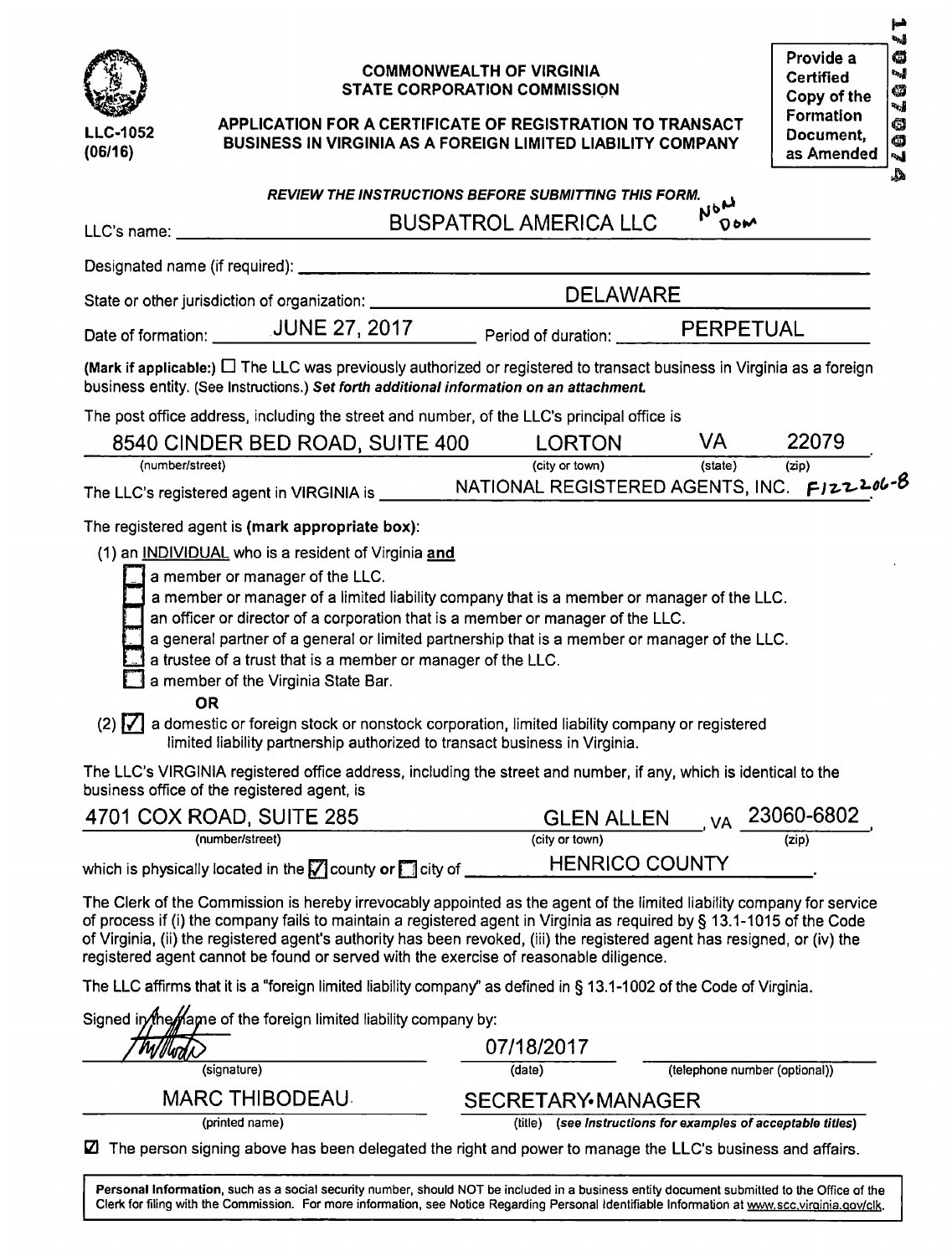LLC-1052
(06/16)

**COMMONWEALTH OF VIRGINIA**
**STATE CORPORATION COMMISSION**

**APPLICATION FOR A CERTIFICATE OF REGISTRATION TO TRANSACT BUSINESS IN VIRGINIA AS A FOREIGN LIMITED LIABILITY COMPANY**

**Provide a Certified Copy of the Formation Document, as Amended**

1707074

***REVIEW THE INSTRUCTIONS BEFORE SUBMITTING THIS FORM.***

LLC's name: BUSPATROL AMERICA LLC NON DOM

Designated name (if required): ______

State or other jurisdiction of organization: DELAWARE

Date of formation: JUNE 27, 2017 Period of duration: PERPETUAL

**(Mark if applicable:)** ☐ The LLC was previously authorized or registered to transact business in Virginia as a foreign business entity. (See Instructions.) ***Set forth additional information on an attachment.***

The post office address, including the street and number, of the LLC's principal office is

8540 CINDER BED ROAD, SUITE 400 (number/street) LORTON (city or town) VA (state) 22079 (zip)

The LLC's registered agent in VIRGINIA is NATIONAL REGISTERED AGENTS, INC. F122206-8

The registered agent is **(mark appropriate box)**:

(1) an INDIVIDUAL who is a resident of Virginia **and**

- ☐ a member or manager of the LLC.
- ☐ a member or manager of a limited liability company that is a member or manager of the LLC.
- ☐ an officer or director of a corporation that is a member or manager of the LLC.
- ☐ a general partner of a general or limited partnership that is a member or manager of the LLC.
- ☐ a trustee of a trust that is a member or manager of the LLC.
- ☐ a member of the Virginia State Bar.

**OR**

(2) ☑ a domestic or foreign stock or nonstock corporation, limited liability company or registered limited liability partnership authorized to transact business in Virginia.

The LLC's VIRGINIA registered office address, including the street and number, if any, which is identical to the business office of the registered agent, is

4701 COX ROAD, SUITE 285 (number/street) GLEN ALLEN (city or town), VA 23060-6802 (zip),

which is physically located in the ☑ county **or** ☐ city of HENRICO COUNTY.

The Clerk of the Commission is hereby irrevocably appointed as the agent of the limited liability company for service of process if (i) the company fails to maintain a registered agent in Virginia as required by § 13.1-1015 of the Code of Virginia, (ii) the registered agent's authority has been revoked, (iii) the registered agent has resigned, or (iv) the registered agent cannot be found or served with the exercise of reasonable diligence.

The LLC affirms that it is a "foreign limited liability company" as defined in § 13.1-1002 of the Code of Virginia.

Signed in the name of the foreign limited liability company by:

[signature] (signature) 07/18/2017 (date) ______ (telephone number (optional))

MARC THIBODEAU (printed name) SECRETARY•MANAGER (title) ***(see Instructions for examples of acceptable titles)***

☑ The person signing above has been delegated the right and power to manage the LLC's business and affairs.

**Personal Information,** such as a social security number, should NOT be included in a business entity document submitted to the Office of the Clerk for filing with the Commission. For more information, see Notice Regarding Personal Identifiable Information at www.scc.virginia.gov/clk.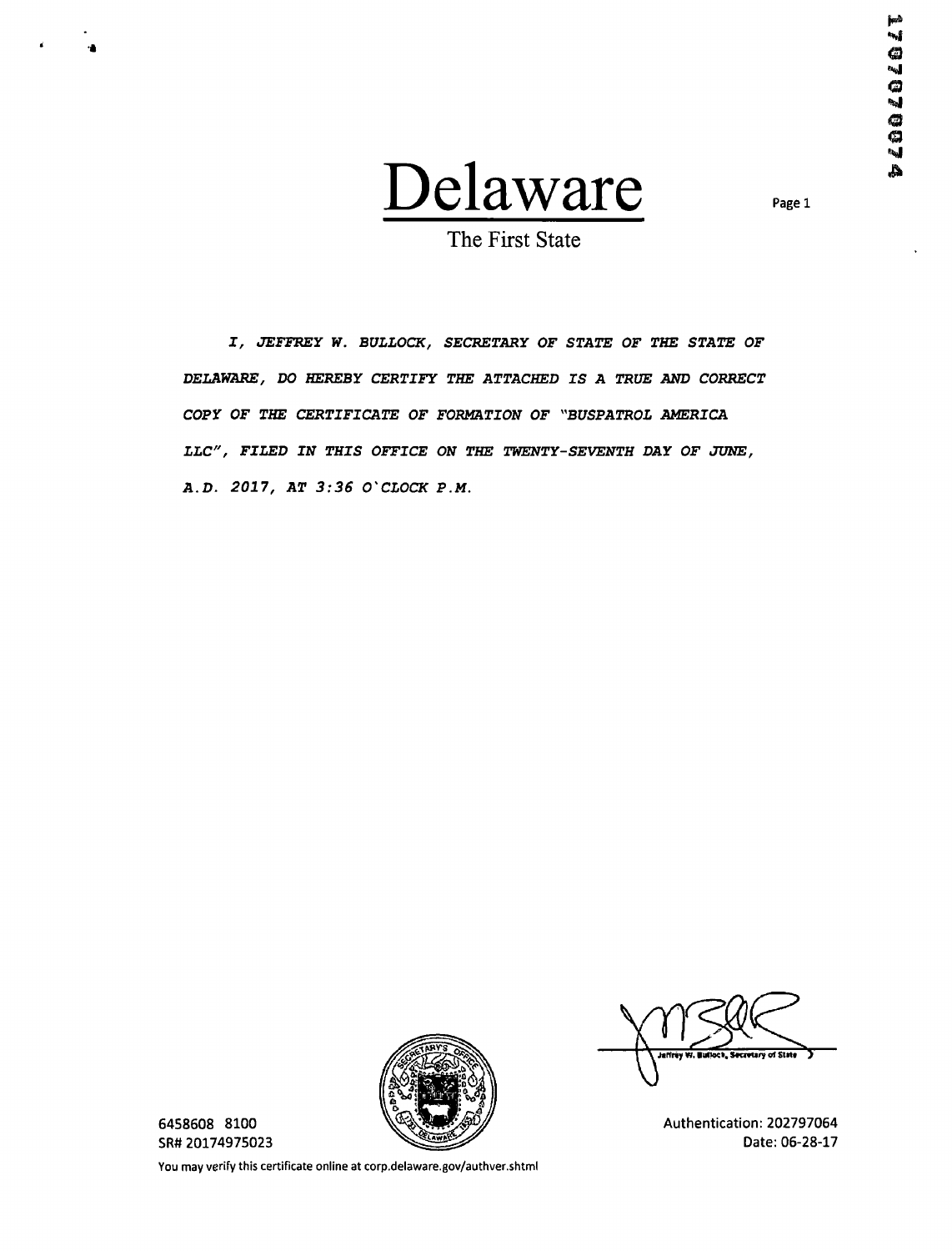# Delaware

The First State

*I, JEFFREY W. BULLOCK, SECRETARY OF STATE OF THE STATE OF DELAWARE, DO HEREBY CERTIFY THE ATTACHED IS A TRUE AND CORRECT COPY OF THE CERTIFICATE OF FORMATION OF "BUSPATROL AMERICA LLC", FILED IN THIS OFFICE ON THE TWENTY-SEVENTH DAY OF JUNE, A.D. 2017, AT 3:36 O'CLOCK P.M.*

Jeffrey W. Bullock, Secretary of State

6458608 8100
SR# 20174975023

Authentication: 202797064
Date: 06-28-17

You may verify this certificate online at corp.delaware.gov/authver.shtml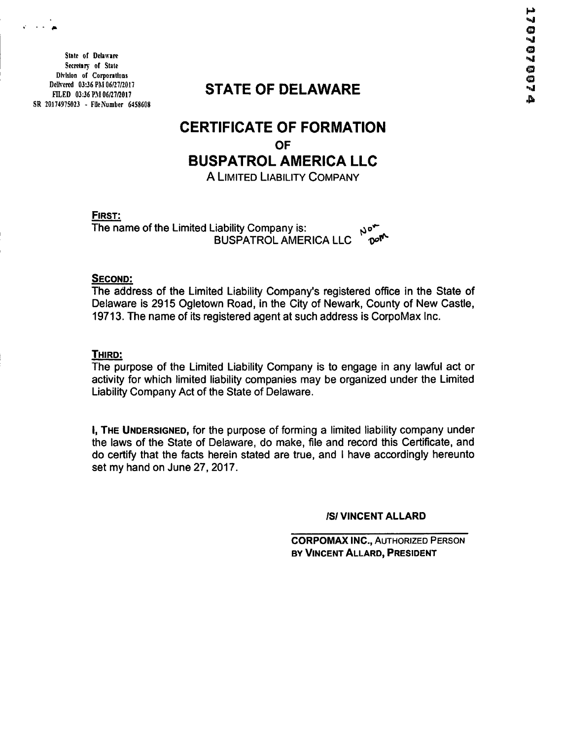State of Delaware
Secretary of State
Division of Corporations
Delivered 03:36 PM 06/27/2017
FILED 03:36 PM 06/27/2017
SR 20174975023 - File Number 6458608

1707070074

# STATE OF DELAWARE

## CERTIFICATE OF FORMATION
## OF
## BUSPATROL AMERICA LLC

A LIMITED LIABILITY COMPANY

**FIRST:**

The name of the Limited Liability Company is:
BUSPATROL AMERICA LLC    Non Dom

**SECOND:**

The address of the Limited Liability Company's registered office in the State of Delaware is 2915 Ogletown Road, in the City of Newark, County of New Castle, 19713. The name of its registered agent at such address is CorpoMax Inc.

**THIRD:**

The purpose of the Limited Liability Company is to engage in any lawful act or activity for which limited liability companies may be organized under the Limited Liability Company Act of the State of Delaware.

**I, THE UNDERSIGNED,** for the purpose of forming a limited liability company under the laws of the State of Delaware, do make, file and record this Certificate, and do certify that the facts herein stated are true, and I have accordingly hereunto set my hand on June 27, 2017.

**/S/ VINCENT ALLARD**

**CORPOMAX INC.,** AUTHORIZED PERSON
**BY VINCENT ALLARD, PRESIDENT**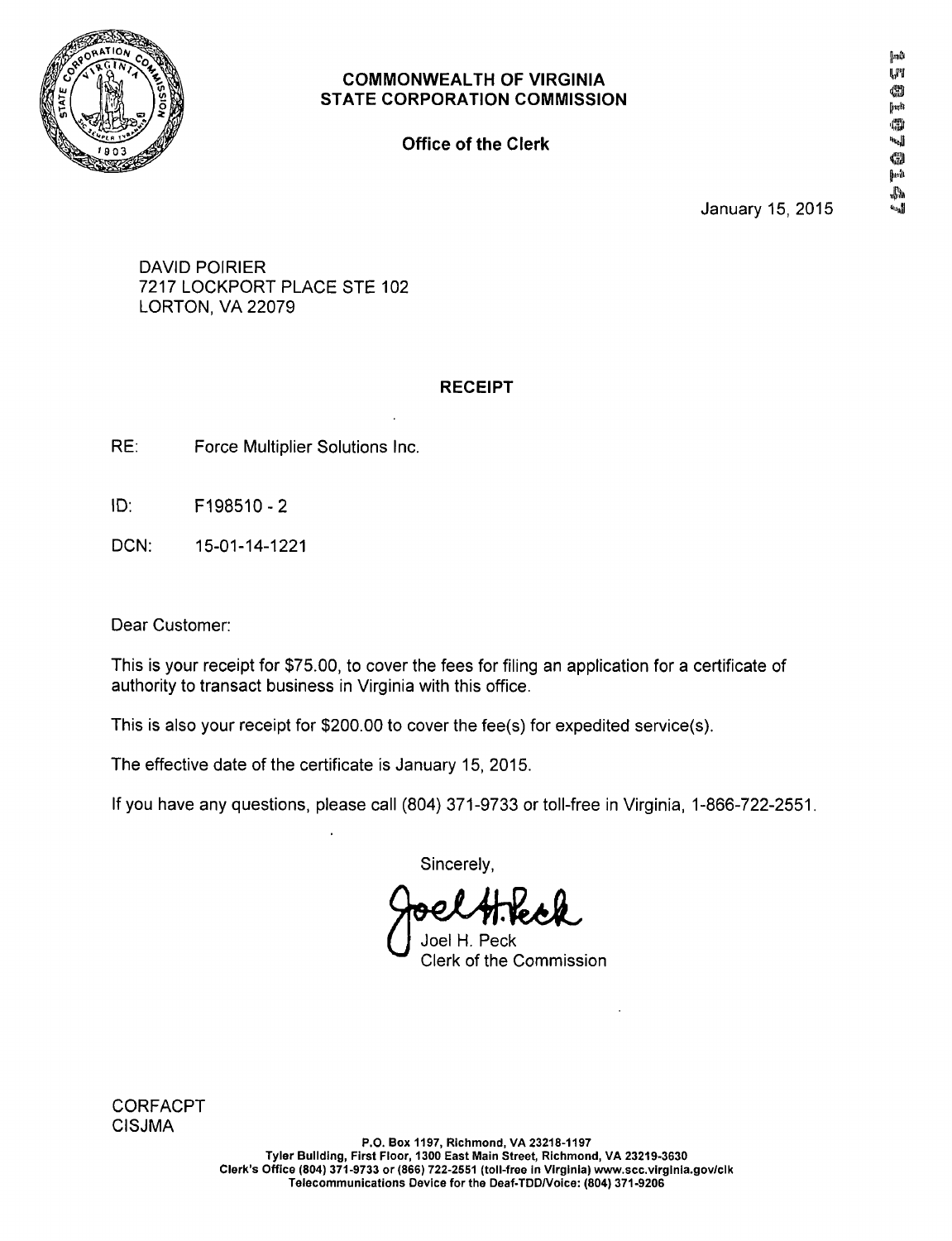# COMMONWEALTH OF VIRGINIA
## STATE CORPORATION COMMISSION

**Office of the Clerk**

1501070147

January 15, 2015

DAVID POIRIER
7217 LOCKPORT PLACE STE 102
LORTON, VA 22079

**RECEIPT**

RE: Force Multiplier Solutions Inc.

ID: F198510 - 2

DCN: 15-01-14-1221

Dear Customer:

This is your receipt for $75.00, to cover the fees for filing an application for a certificate of authority to transact business in Virginia with this office.

This is also your receipt for $200.00 to cover the fee(s) for expedited service(s).

The effective date of the certificate is January 15, 2015.

If you have any questions, please call (804) 371-9733 or toll-free in Virginia, 1-866-722-2551.

Sincerely,

Joel H. Peck
Clerk of the Commission

CORFACPT
CISJMA

P.O. Box 1197, Richmond, VA 23218-1197
Tyler Building, First Floor, 1300 East Main Street, Richmond, VA 23219-3630
Clerk's Office (804) 371-9733 or (866) 722-2551 (toll-free in Virginia) www.scc.virginia.gov/clk
Telecommunications Device for the Deaf-TDD/Voice: (804) 371-9206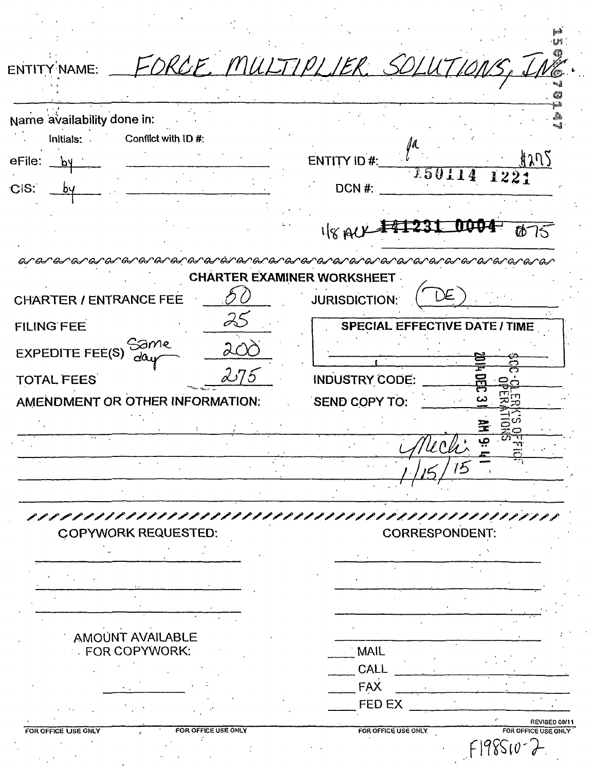ENTITY NAME: FORCE MULTIPLIER SOLUTIONS, INC.

Name availability done in:

| | Initials: | Conflict with ID #: |
|---|---|---|
| eFile: | by | |
| CIS: | by | |

ENTITY ID #: ja $275

DCN #: 150114 1221

1/8 ACK ~~141231 0004~~ $75

CHARTER EXAMINER WORKSHEET

| | | | |
|---|---|---|---|
| CHARTER / ENTRANCE FEE | 50 | JURISDICTION: | (DE) |
| FILING FEE | 25 | SPECIAL EFFECTIVE DATE / TIME | |
| EXPEDITE FEE(S) Same day | 200 | | |
| TOTAL FEES | 275 | INDUSTRY CODE: | |
| AMENDMENT OR OTHER INFORMATION: | | SEND COPY TO: | |

SCC-CLERK'S OFFICE OPERATIONS 2014 DEC 31 AM 9:41

Micki 1/15/15

COPYWORK REQUESTED:

CORRESPONDENT:

AMOUNT AVAILABLE FOR COPYWORK:

___ MAIL

___ CALL

___ FAX

___ FED EX

REVISED 08/11

FOR OFFICE USE ONLY FOR OFFICE USE ONLY FOR OFFICE USE ONLY FOR OFFICE USE ONLY

F198510-2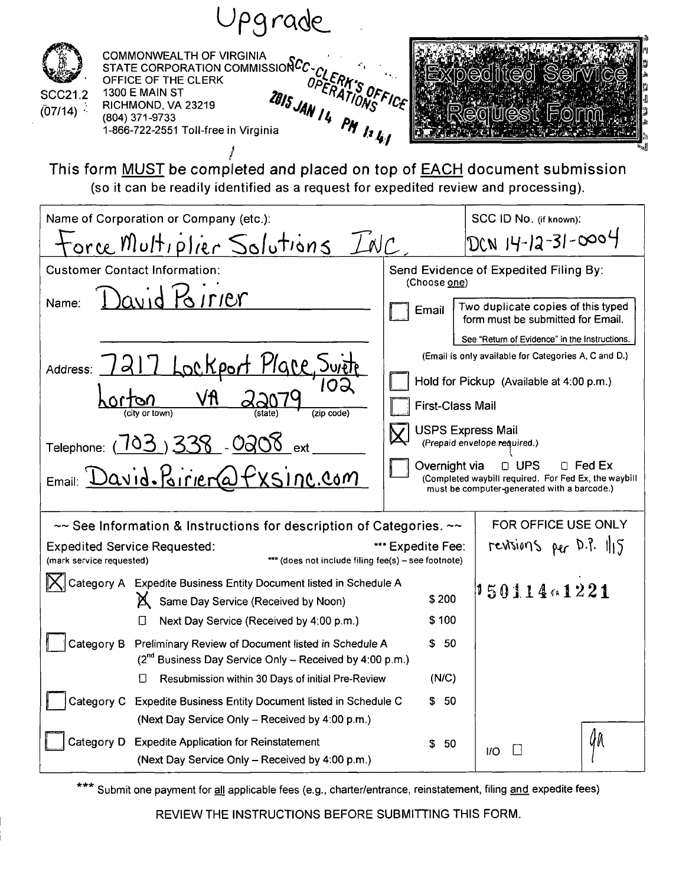Upgrade

COMMONWEALTH OF VIRGINIA
STATE CORPORATION COMMISSION
OFFICE OF THE CLERK
1300 E MAIN ST
RICHMOND, VA 23219
(804) 371-9733
1-866-722-2551 Toll-free in Virginia

SCC21.2
(07/14)

SCC-CLERK'S OFFICE OPERATIONS
2015 JAN 14 PM 1:41

# Expedited Service Request Form

This form MUST be completed and placed on top of EACH document submission (so it can be readily identified as a request for expedited review and processing).

| Name of Corporation or Company (etc.): | SCC ID No. (if known): |
|---|---|
| Force Multiplier Solutions INC. | DCN 14-12-31-0004 |

**Customer Contact Information:**

Name: David Poirier

Address: 7217 Lockport Place, Suite 102
Lorton (city or town) VA (state) 22079 (zip code)

Telephone: (703) 338 - 0208 ext

Email: David.Poirier@fxsinc.com

**Send Evidence of Expedited Filing By:** (Choose one)

- ☐ Email — Two duplicate copies of this typed form must be submitted for Email. See "Return of Evidence" in the Instructions. (Email is only available for Categories A, C and D.)
- ☐ Hold for Pickup (Available at 4:00 p.m.)
- ☐ First-Class Mail
- ☒ USPS Express Mail (Prepaid envelope required.)
- ☐ Overnight via ☐ UPS ☐ Fed Ex (Completed waybill required. For Fed Ex, the waybill must be computer-generated with a barcode.)

~~ See Information & Instructions for description of Categories. ~~

| Expedited Service Requested: (mark service requested) | *** Expedite Fee: *** (does not include filing fee(s) – see footnote) |
|---|---|
| ☒ Category A Expedite Business Entity Document listed in Schedule A | |
| ☒ Same Day Service (Received by Noon) | $ 200 |
| ☐ Next Day Service (Received by 4:00 p.m.) | $ 100 |
| ☐ Category B Preliminary Review of Document listed in Schedule A (2[nd] Business Day Service Only – Received by 4:00 p.m.) | $ 50 |
| ☐ Resubmission within 30 Days of initial Pre-Review | (N/C) |
| ☐ Category C Expedite Business Entity Document listed in Schedule C (Next Day Service Only – Received by 4:00 p.m.) | $ 50 |
| ☐ Category D Expedite Application for Reinstatement (Next Day Service Only – Received by 4:00 p.m.) | $ 50 |

**FOR OFFICE USE ONLY**

revisions per D.P. 1/15

150114 1221

I/O ☐ 

*** Submit one payment for all applicable fees (e.g., charter/entrance, reinstatement, filing and expedite fees)

REVIEW THE INSTRUCTIONS BEFORE SUBMITTING THIS FORM.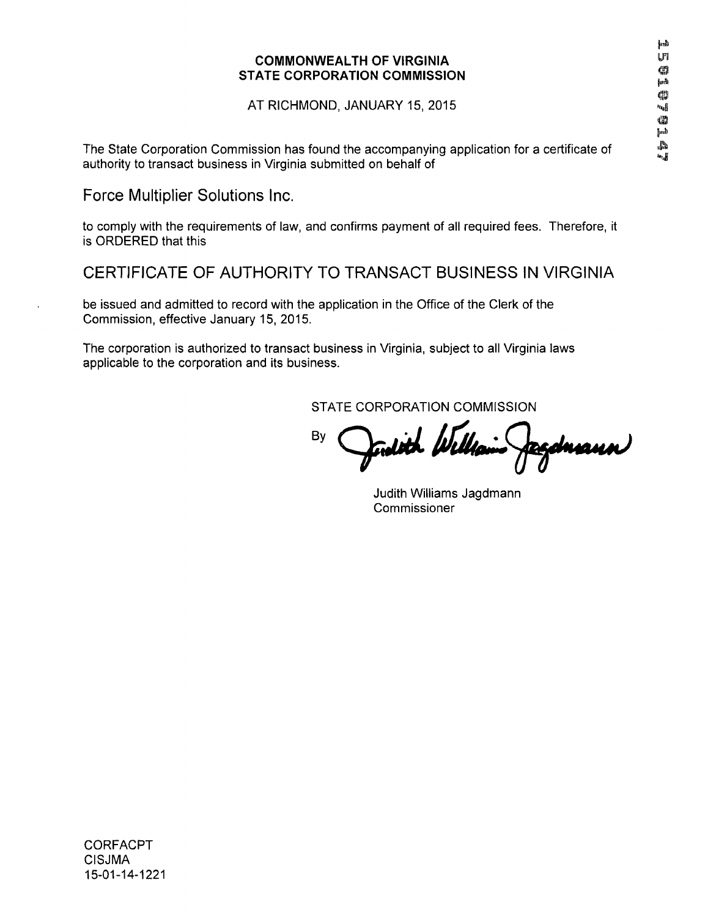**COMMONWEALTH OF VIRGINIA**
**STATE CORPORATION COMMISSION**

AT RICHMOND, JANUARY 15, 2015

The State Corporation Commission has found the accompanying application for a certificate of authority to transact business in Virginia submitted on behalf of

Force Multiplier Solutions Inc.

to comply with the requirements of law, and confirms payment of all required fees. Therefore, it is ORDERED that this

CERTIFICATE OF AUTHORITY TO TRANSACT BUSINESS IN VIRGINIA

be issued and admitted to record with the application in the Office of the Clerk of the Commission, effective January 15, 2015.

The corporation is authorized to transact business in Virginia, subject to all Virginia laws applicable to the corporation and its business.

STATE CORPORATION COMMISSION

By *Judith Williams Jagdmann*

Judith Williams Jagdmann
Commissioner

CORFACPT
CISJMA
15-01-14-1221

15010701 47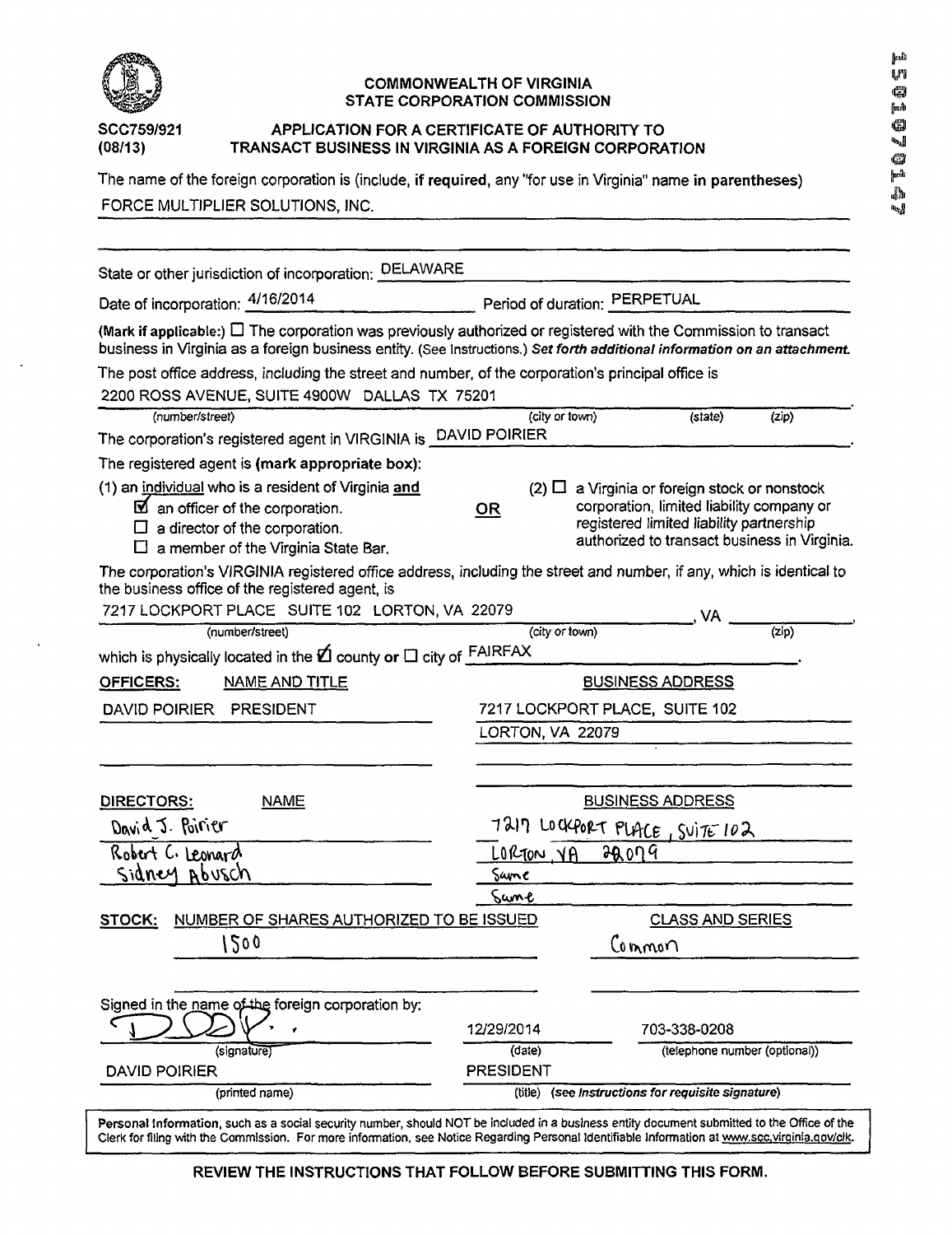**COMMONWEALTH OF VIRGINIA**
**STATE CORPORATION COMMISSION**

**SCC759/921**
**(08/13)**

**APPLICATION FOR A CERTIFICATE OF AUTHORITY TO TRANSACT BUSINESS IN VIRGINIA AS A FOREIGN CORPORATION**

The name of the foreign corporation is (include, **if required**, any "for use in Virginia" name **in parentheses**)
FORCE MULTIPLIER SOLUTIONS, INC.

State or other jurisdiction of incorporation: DELAWARE

Date of incorporation: 4/16/2014     Period of duration: PERPETUAL

**(Mark if applicable:)** ☐ The corporation was previously authorized or registered with the Commission to transact business in Virginia as a foreign business entity. (See Instructions.) ***Set forth additional information on an attachment.***

The post office address, including the street and number, of the corporation's principal office is
2200 ROSS AVENUE, SUITE 4900W DALLAS TX 75201
(number/street) (city or town) (state) (zip)

The corporation's registered agent in VIRGINIA is DAVID POIRIER.

The registered agent is **(mark appropriate box)**:

(1) an individual who is a resident of Virginia **and**
- ☑ an officer of the corporation.
- ☐ a director of the corporation.
- ☐ a member of the Virginia State Bar.

**OR**

(2) ☐ a Virginia or foreign stock or nonstock corporation, limited liability company or registered limited liability partnership authorized to transact business in Virginia.

The corporation's VIRGINIA registered office address, including the street and number, if any, which is identical to the business office of the registered agent, is
7217 LOCKPORT PLACE SUITE 102 LORTON, VA 22079 , VA
(number/street) (city or town) (zip)

which is physically located in the ☑ county or ☐ city of FAIRFAX.

| **OFFICERS:** NAME AND TITLE | BUSINESS ADDRESS |
|---|---|
| DAVID POIRIER PRESIDENT | 7217 LOCKPORT PLACE, SUITE 102 |
| | LORTON, VA 22079 |

| **DIRECTORS:** NAME | BUSINESS ADDRESS |
|---|---|
| David J. Poirier | 7217 Lockport Place, Suite 102 |
| Robert C. Leonard | Lorton, VA 22079 |
| Sidney Abusch | Same |
| | Same |

| **STOCK:** NUMBER OF SHARES AUTHORIZED TO BE ISSUED | CLASS AND SERIES |
|---|---|
| 1500 | Common |

Signed in the name of the foreign corporation by:

| [signature] | 12/29/2014 | 703-338-0208 |
|---|---|---|
| (signature) | (date) | (telephone number (optional)) |
| DAVID POIRIER | PRESIDENT | |
| (printed name) | (title) *(see Instructions for requisite signature)* | |

**Personal Information**, such as a social security number, should NOT be included in a business entity document submitted to the Office of the Clerk for filing with the Commission. For more information, see Notice Regarding Personal Identifiable Information at www.scc.virginia.gov/clk.

**REVIEW THE INSTRUCTIONS THAT FOLLOW BEFORE SUBMITTING THIS FORM.**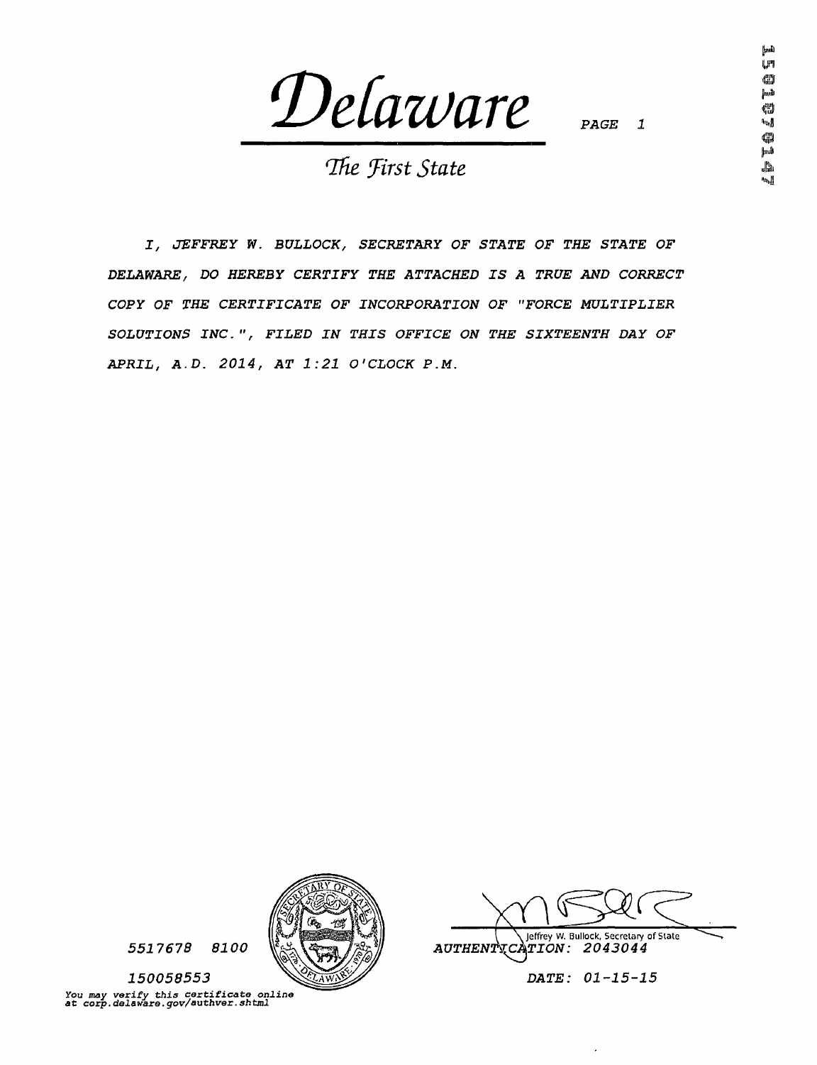# Delaware

## The First State

*I, JEFFREY W. BULLOCK, SECRETARY OF STATE OF THE STATE OF DELAWARE, DO HEREBY CERTIFY THE ATTACHED IS A TRUE AND CORRECT COPY OF THE CERTIFICATE OF INCORPORATION OF "FORCE MULTIPLIER SOLUTIONS INC.", FILED IN THIS OFFICE ON THE SIXTEENTH DAY OF APRIL, A.D. 2014, AT 1:21 O'CLOCK P.M.*

*5517678 8100*

*150058553*

*You may verify this certificate online at corp.delaware.gov/authver.shtml*

Jeffrey W. Bullock, Secretary of State

*AUTHENTICATION: 2043044*

*DATE: 01-15-15*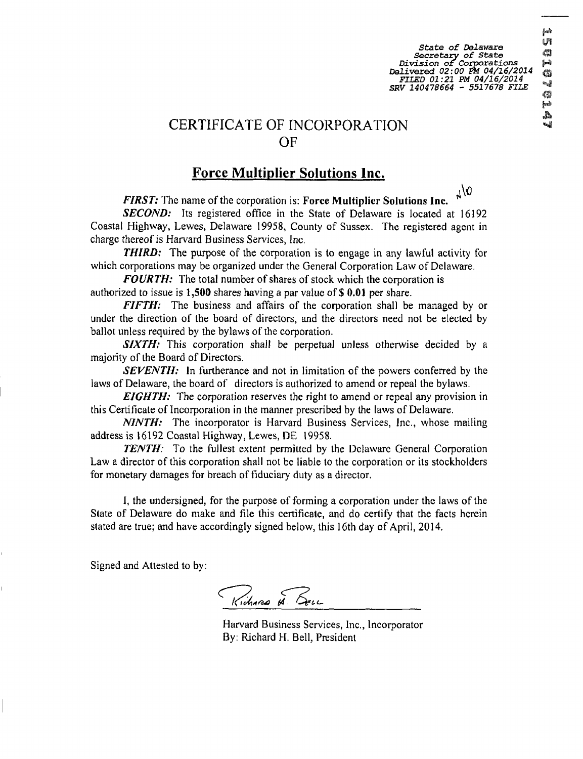State of Delaware
Secretary of State
Division of Corporations
Delivered 02:00 PM 04/16/2014
FILED 01:21 PM 04/16/2014
SRV 140478664 - 5517678 FILE

# CERTIFICATE OF INCORPORATION
# OF

## Force Multiplier Solutions Inc.

***FIRST:*** The name of the corporation is: **Force Multiplier Solutions Inc.**

***SECOND:*** Its registered office in the State of Delaware is located at 16192 Coastal Highway, Lewes, Delaware 19958, County of Sussex. The registered agent in charge thereof is Harvard Business Services, Inc.

***THIRD:*** The purpose of the corporation is to engage in any lawful activity for which corporations may be organized under the General Corporation Law of Delaware.

***FOURTH:*** The total number of shares of stock which the corporation is authorized to issue is **1,500** shares having a par value of **$ 0.01** per share.

***FIFTH:*** The business and affairs of the corporation shall be managed by or under the direction of the board of directors, and the directors need not be elected by ballot unless required by the bylaws of the corporation.

***SIXTH:*** This corporation shall be perpetual unless otherwise decided by a majority of the Board of Directors.

***SEVENTH:*** In furtherance and not in limitation of the powers conferred by the laws of Delaware, the board of directors is authorized to amend or repeal the bylaws.

***EIGHTH:*** The corporation reserves the right to amend or repeal any provision in this Certificate of Incorporation in the manner prescribed by the laws of Delaware.

***NINTH:*** The incorporator is Harvard Business Services, Inc., whose mailing address is 16192 Coastal Highway, Lewes, DE 19958.

***TENTH:*** To the fullest extent permitted by the Delaware General Corporation Law a director of this corporation shall not be liable to the corporation or its stockholders for monetary damages for breach of fiduciary duty as a director.

I, the undersigned, for the purpose of forming a corporation under the laws of the State of Delaware do make and file this certificate, and do certify that the facts herein stated are true; and have accordingly signed below, this 16th day of April, 2014.

Signed and Attested to by:

Richard H. Bell

Harvard Business Services, Inc., Incorporator
By: Richard H. Bell, President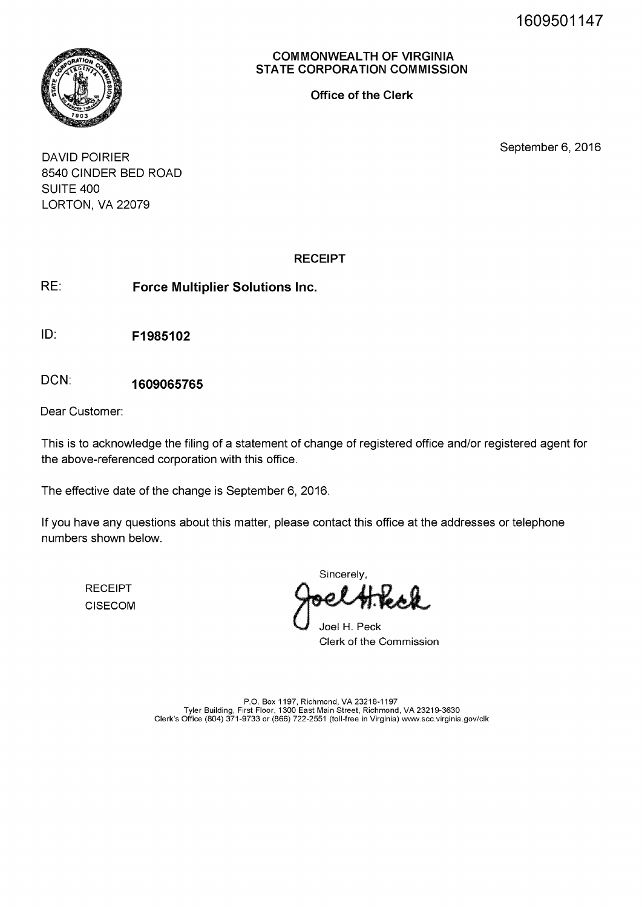1609501147

**COMMONWEALTH OF VIRGINIA**
**STATE CORPORATION COMMISSION**

**Office of the Clerk**

September 6, 2016

DAVID POIRIER
8540 CINDER BED ROAD
SUITE 400
LORTON, VA 22079

**RECEIPT**

RE: **Force Multiplier Solutions Inc.**

ID: **F1985102**

DCN: **1609065765**

Dear Customer:

This is to acknowledge the filing of a statement of change of registered office and/or registered agent for the above-referenced corporation with this office.

The effective date of the change is September 6, 2016.

If you have any questions about this matter, please contact this office at the addresses or telephone numbers shown below.

RECEIPT
CISECOM

Sincerely,

Joel H. Peck
Clerk of the Commission

P.O. Box 1197, Richmond, VA 23218-1197
Tyler Building, First Floor, 1300 East Main Street, Richmond, VA 23219-3630
Clerk's Office (804) 371-9733 or (866) 722-2551 (toll-free in Virginia) www.scc.virginia.gov/clk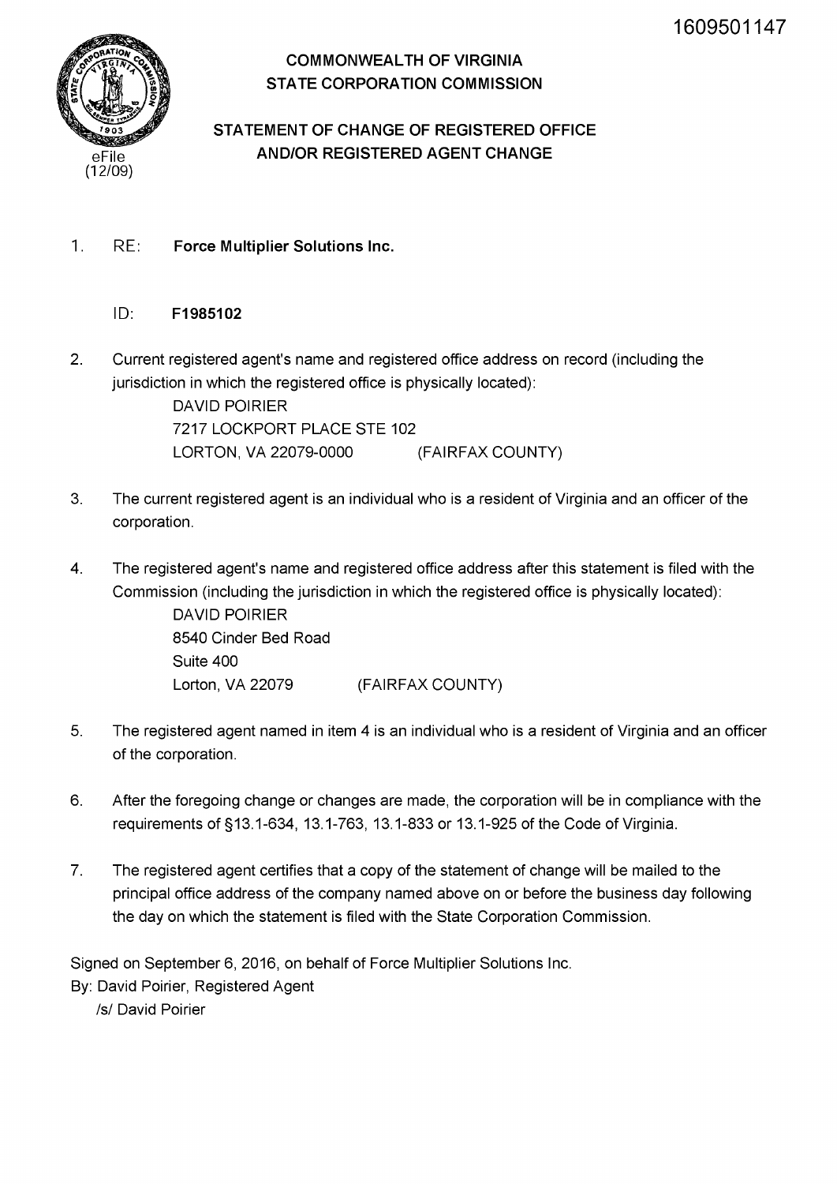1609501147

eFile
(12/09)

## COMMONWEALTH OF VIRGINIA
## STATE CORPORATION COMMISSION

## STATEMENT OF CHANGE OF REGISTERED OFFICE AND/OR REGISTERED AGENT CHANGE

1. RE: **Force Multiplier Solutions Inc.**

   ID: **F1985102**

2. Current registered agent's name and registered office address on record (including the jurisdiction in which the registered office is physically located):

   DAVID POIRIER
   7217 LOCKPORT PLACE STE 102
   LORTON, VA 22079-0000 (FAIRFAX COUNTY)

3. The current registered agent is an individual who is a resident of Virginia and an officer of the corporation.

4. The registered agent's name and registered office address after this statement is filed with the Commission (including the jurisdiction in which the registered office is physically located):

   DAVID POIRIER
   8540 Cinder Bed Road
   Suite 400
   Lorton, VA 22079 (FAIRFAX COUNTY)

5. The registered agent named in item 4 is an individual who is a resident of Virginia and an officer of the corporation.

6. After the foregoing change or changes are made, the corporation will be in compliance with the requirements of §13.1-634, 13.1-763, 13.1-833 or 13.1-925 of the Code of Virginia.

7. The registered agent certifies that a copy of the statement of change will be mailed to the principal office address of the company named above on or before the business day following the day on which the statement is filed with the State Corporation Commission.

Signed on September 6, 2016, on behalf of Force Multiplier Solutions Inc.
By: David Poirier, Registered Agent
/s/ David Poirier